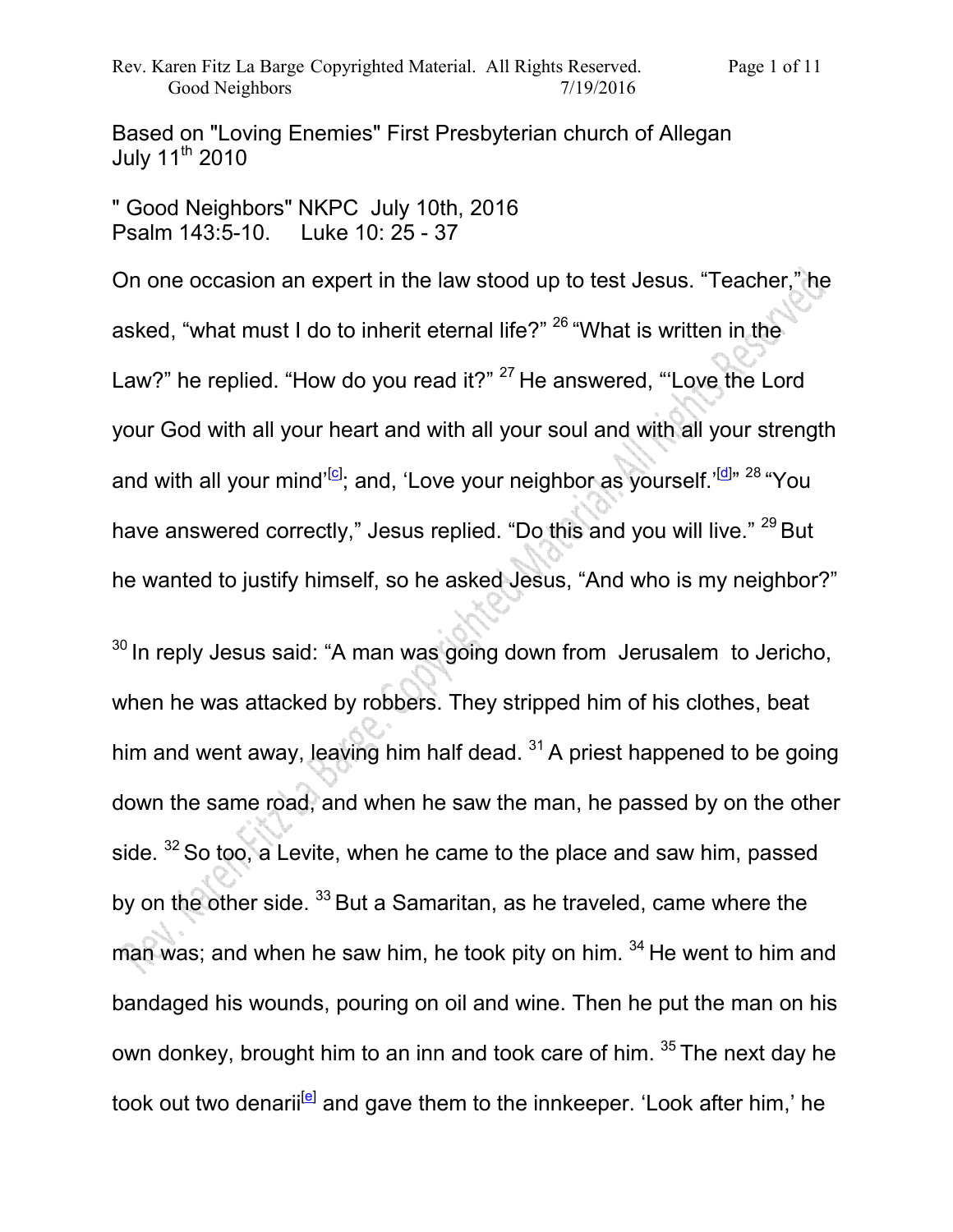Based on "Loving Enemies" First Presbyterian church of Allegan July 11th 2010

" Good Neighbors" NKPC July 10th, 2016
Psalm 143:5-10. Luke 10: 25 - 37

On one occasion an expert in the law stood up to test Jesus. "Teacher," he asked, "what must I do to inherit eternal life?" 26 "What is written in the Law?" he replied. "How do you read it?" 27 He answered, "'Love the Lord your God with all your heart and with all your soul and with all your strength and with all your mind'[c]; and, 'Love your neighbor as yourself.'[d]" 28 "You have answered correctly," Jesus replied. "Do this and you will live." 29 But he wanted to justify himself, so he asked Jesus, "And who is my neighbor?"

30 In reply Jesus said: "A man was going down from Jerusalem to Jericho, when he was attacked by robbers. They stripped him of his clothes, beat him and went away, leaving him half dead. 31 A priest happened to be going down the same road, and when he saw the man, he passed by on the other side. 32 So too, a Levite, when he came to the place and saw him, passed by on the other side. 33 But a Samaritan, as he traveled, came where the man was; and when he saw him, he took pity on him. 34 He went to him and bandaged his wounds, pouring on oil and wine. Then he put the man on his own donkey, brought him to an inn and took care of him. 35 The next day he took out two denarii[e] and gave them to the innkeeper. 'Look after him,' he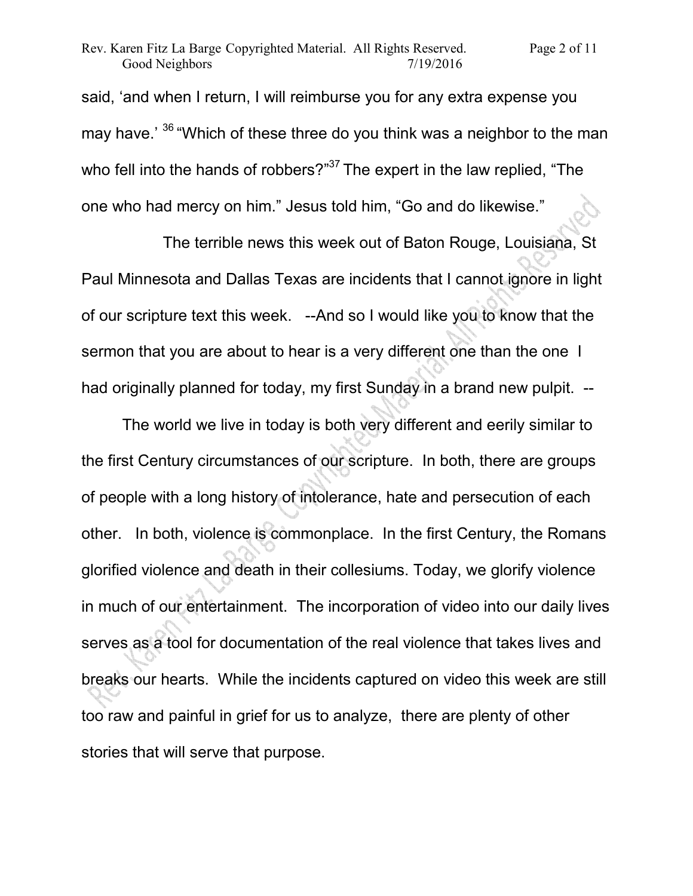said, 'and when I return, I will reimburse you for any extra expense you may have.' [36] "Which of these three do you think was a neighbor to the man who fell into the hands of robbers?"[37] The expert in the law replied, "The one who had mercy on him." Jesus told him, "Go and do likewise."

The terrible news this week out of Baton Rouge, Louisiana, St Paul Minnesota and Dallas Texas are incidents that I cannot ignore in light of our scripture text this week. --And so I would like you to know that the sermon that you are about to hear is a very different one than the one I had originally planned for today, my first Sunday in a brand new pulpit. --

The world we live in today is both very different and eerily similar to the first Century circumstances of our scripture. In both, there are groups of people with a long history of intolerance, hate and persecution of each other. In both, violence is commonplace. In the first Century, the Romans glorified violence and death in their collesiums. Today, we glorify violence in much of our entertainment. The incorporation of video into our daily lives serves as a tool for documentation of the real violence that takes lives and breaks our hearts. While the incidents captured on video this week are still too raw and painful in grief for us to analyze, there are plenty of other stories that will serve that purpose.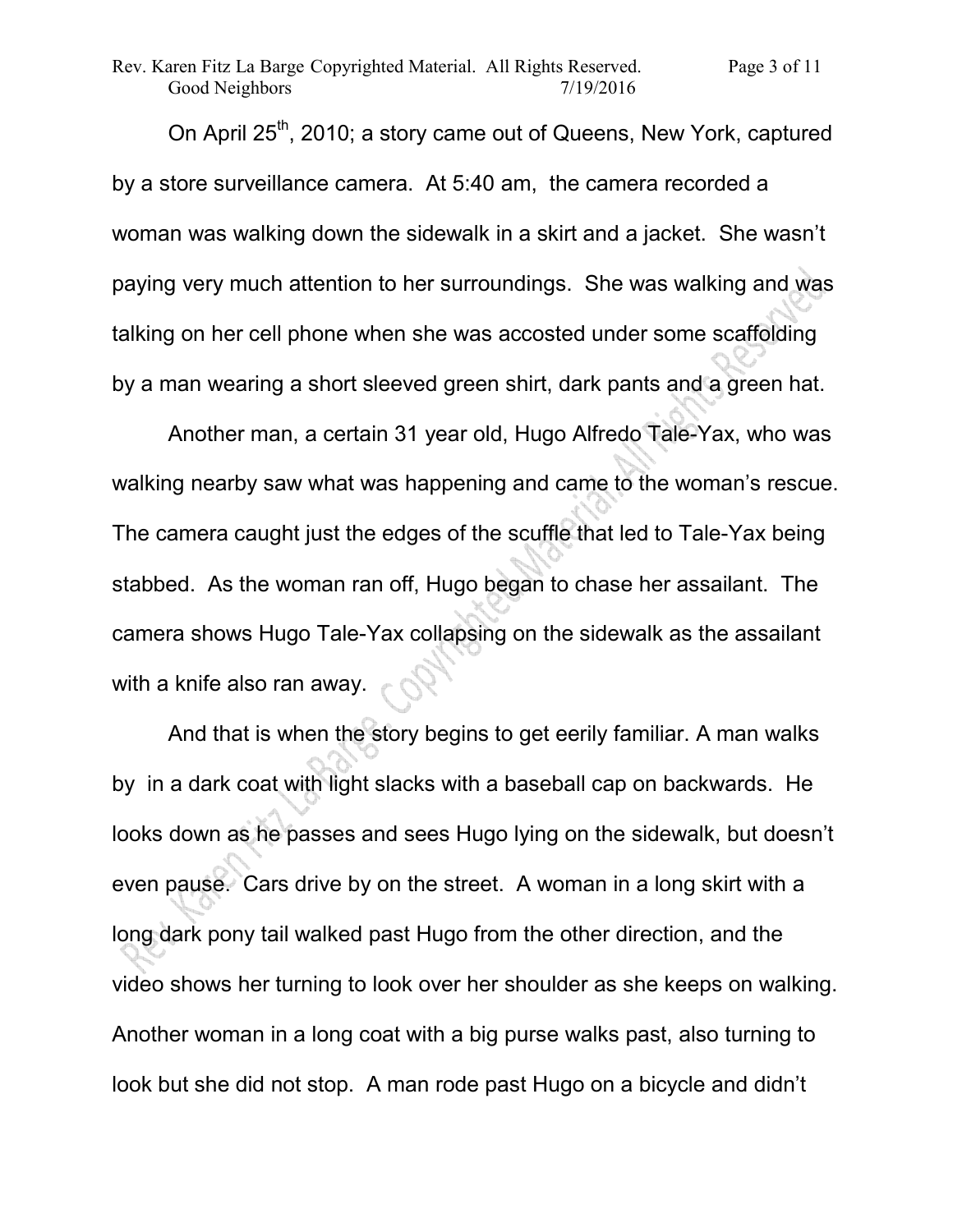On April 25th, 2010; a story came out of Queens, New York, captured by a store surveillance camera. At 5:40 am, the camera recorded a woman was walking down the sidewalk in a skirt and a jacket. She wasn't paying very much attention to her surroundings. She was walking and was talking on her cell phone when she was accosted under some scaffolding by a man wearing a short sleeved green shirt, dark pants and a green hat.

Another man, a certain 31 year old, Hugo Alfredo Tale-Yax, who was walking nearby saw what was happening and came to the woman's rescue. The camera caught just the edges of the scuffle that led to Tale-Yax being stabbed. As the woman ran off, Hugo began to chase her assailant. The camera shows Hugo Tale-Yax collapsing on the sidewalk as the assailant with a knife also ran away.

And that is when the story begins to get eerily familiar. A man walks by in a dark coat with light slacks with a baseball cap on backwards. He looks down as he passes and sees Hugo lying on the sidewalk, but doesn't even pause. Cars drive by on the street. A woman in a long skirt with a long dark pony tail walked past Hugo from the other direction, and the video shows her turning to look over her shoulder as she keeps on walking. Another woman in a long coat with a big purse walks past, also turning to look but she did not stop. A man rode past Hugo on a bicycle and didn't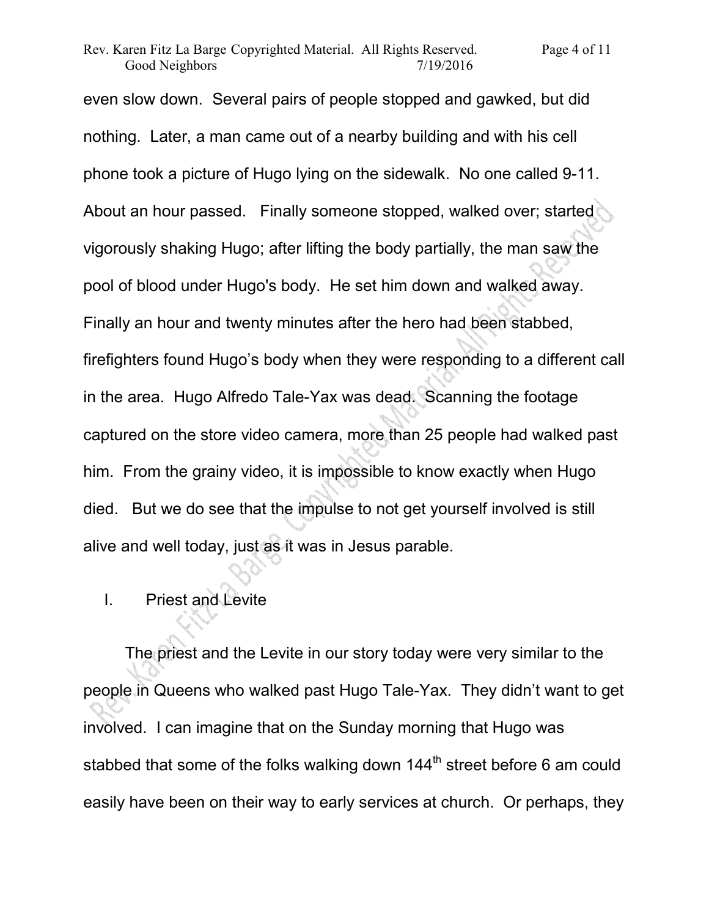even slow down. Several pairs of people stopped and gawked, but did nothing. Later, a man came out of a nearby building and with his cell phone took a picture of Hugo lying on the sidewalk. No one called 9-11. About an hour passed. Finally someone stopped, walked over; started vigorously shaking Hugo; after lifting the body partially, the man saw the pool of blood under Hugo's body. He set him down and walked away. Finally an hour and twenty minutes after the hero had been stabbed, firefighters found Hugo's body when they were responding to a different call in the area. Hugo Alfredo Tale-Yax was dead. Scanning the footage captured on the store video camera, more than 25 people had walked past him. From the grainy video, it is impossible to know exactly when Hugo died. But we do see that the impulse to not get yourself involved is still alive and well today, just as it was in Jesus parable.

## I. Priest and Levite

The priest and the Levite in our story today were very similar to the people in Queens who walked past Hugo Tale-Yax. They didn't want to get involved. I can imagine that on the Sunday morning that Hugo was stabbed that some of the folks walking down 144th street before 6 am could easily have been on their way to early services at church. Or perhaps, they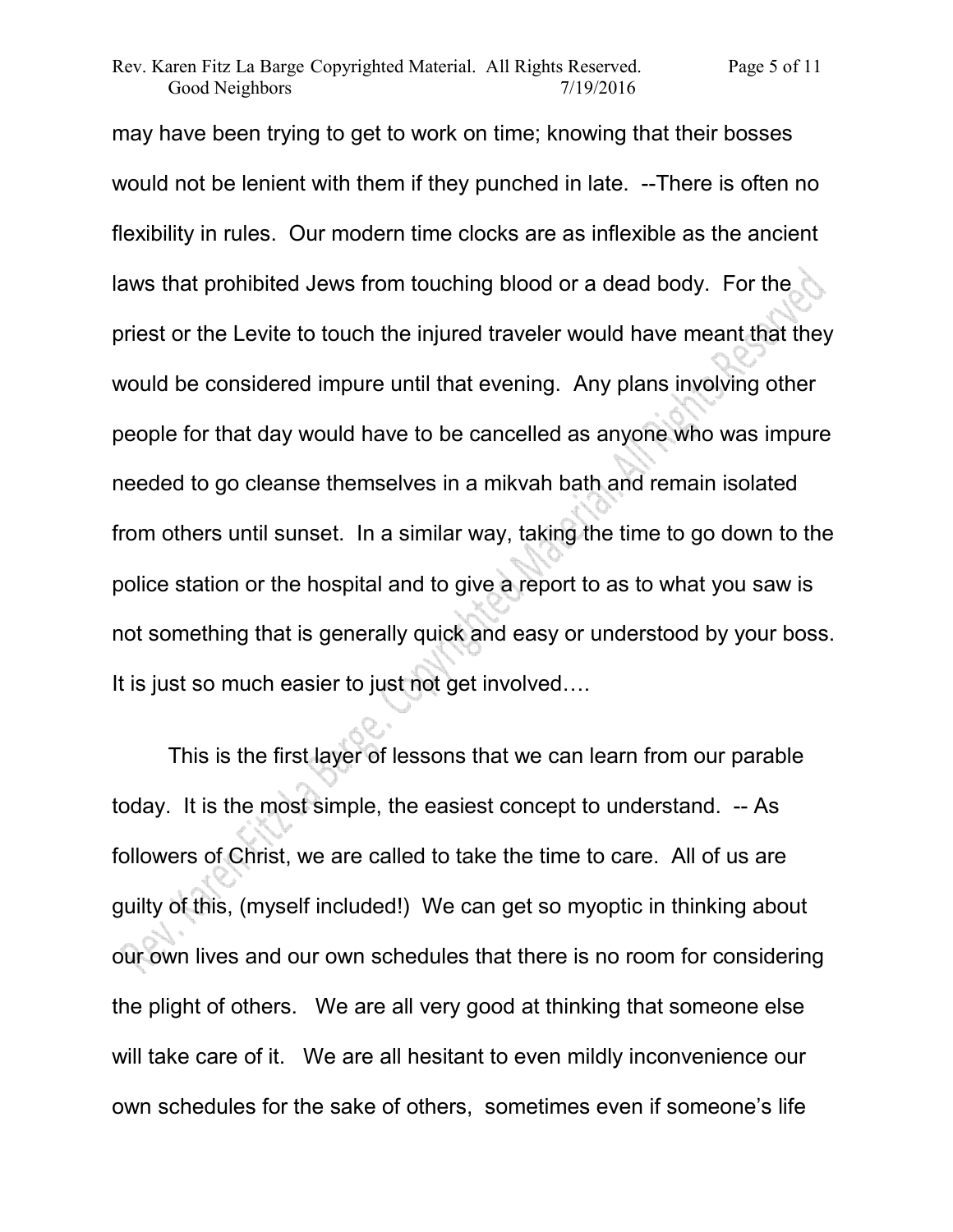may have been trying to get to work on time; knowing that their bosses would not be lenient with them if they punched in late. --There is often no flexibility in rules. Our modern time clocks are as inflexible as the ancient laws that prohibited Jews from touching blood or a dead body. For the priest or the Levite to touch the injured traveler would have meant that they would be considered impure until that evening. Any plans involving other people for that day would have to be cancelled as anyone who was impure needed to go cleanse themselves in a mikvah bath and remain isolated from others until sunset. In a similar way, taking the time to go down to the police station or the hospital and to give a report to as to what you saw is not something that is generally quick and easy or understood by your boss. It is just so much easier to just not get involved….

This is the first layer of lessons that we can learn from our parable today. It is the most simple, the easiest concept to understand. -- As followers of Christ, we are called to take the time to care. All of us are guilty of this, (myself included!) We can get so myoptic in thinking about our own lives and our own schedules that there is no room for considering the plight of others. We are all very good at thinking that someone else will take care of it. We are all hesitant to even mildly inconvenience our own schedules for the sake of others, sometimes even if someone's life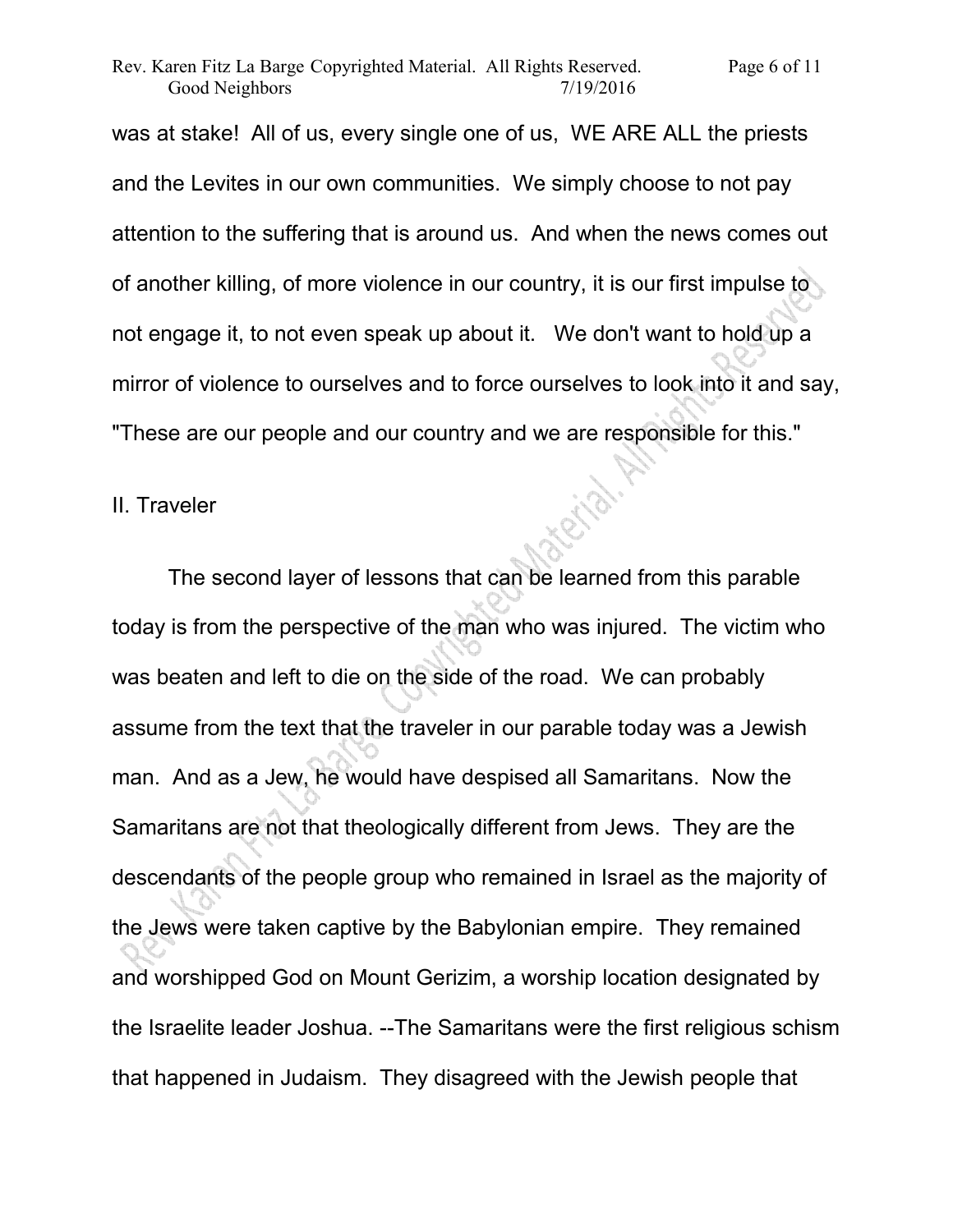was at stake! All of us, every single one of us, WE ARE ALL the priests and the Levites in our own communities. We simply choose to not pay attention to the suffering that is around us. And when the news comes out of another killing, of more violence in our country, it is our first impulse to not engage it, to not even speak up about it. We don't want to hold up a mirror of violence to ourselves and to force ourselves to look into it and say, "These are our people and our country and we are responsible for this."

## II. Traveler

The second layer of lessons that can be learned from this parable today is from the perspective of the man who was injured. The victim who was beaten and left to die on the side of the road. We can probably assume from the text that the traveler in our parable today was a Jewish man. And as a Jew, he would have despised all Samaritans. Now the Samaritans are not that theologically different from Jews. They are the descendants of the people group who remained in Israel as the majority of the Jews were taken captive by the Babylonian empire. They remained and worshipped God on Mount Gerizim, a worship location designated by the Israelite leader Joshua. --The Samaritans were the first religious schism that happened in Judaism. They disagreed with the Jewish people that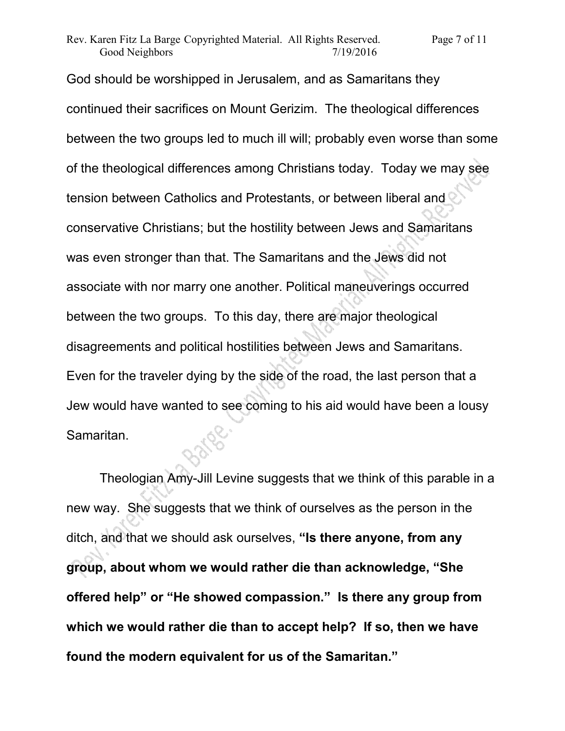God should be worshipped in Jerusalem, and as Samaritans they continued their sacrifices on Mount Gerizim. The theological differences between the two groups led to much ill will; probably even worse than some of the theological differences among Christians today. Today we may see tension between Catholics and Protestants, or between liberal and conservative Christians; but the hostility between Jews and Samaritans was even stronger than that. The Samaritans and the Jews did not associate with nor marry one another. Political maneuverings occurred between the two groups. To this day, there are major theological disagreements and political hostilities between Jews and Samaritans. Even for the traveler dying by the side of the road, the last person that a Jew would have wanted to see coming to his aid would have been a lousy Samaritan.

Theologian Amy-Jill Levine suggests that we think of this parable in a new way. She suggests that we think of ourselves as the person in the ditch, and that we should ask ourselves, **"Is there anyone, from any group, about whom we would rather die than acknowledge, "She offered help" or "He showed compassion." Is there any group from which we would rather die than to accept help? If so, then we have found the modern equivalent for us of the Samaritan."**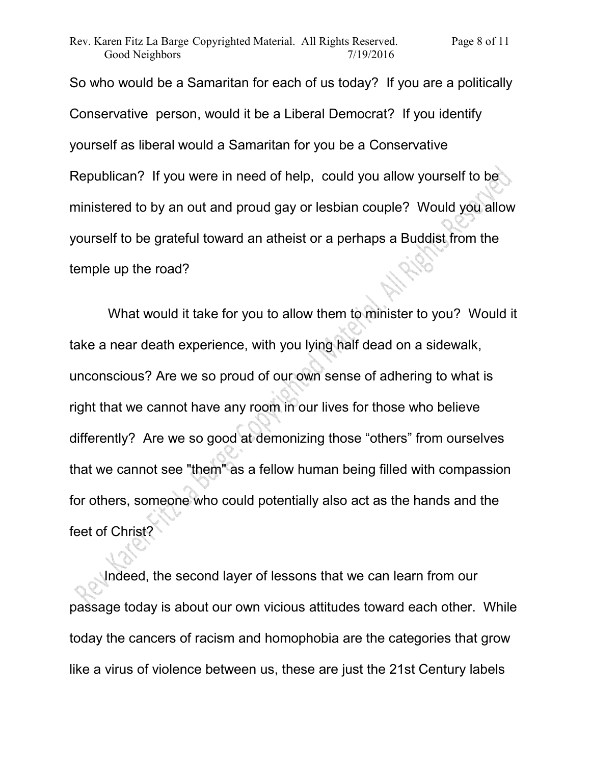So who would be a Samaritan for each of us today? If you are a politically Conservative person, would it be a Liberal Democrat? If you identify yourself as liberal would a Samaritan for you be a Conservative Republican? If you were in need of help, could you allow yourself to be ministered to by an out and proud gay or lesbian couple? Would you allow yourself to be grateful toward an atheist or a perhaps a Buddist from the temple up the road?

What would it take for you to allow them to minister to you? Would it take a near death experience, with you lying half dead on a sidewalk, unconscious? Are we so proud of our own sense of adhering to what is right that we cannot have any room in our lives for those who believe differently? Are we so good at demonizing those "others" from ourselves that we cannot see "them" as a fellow human being filled with compassion for others, someone who could potentially also act as the hands and the feet of Christ?

Indeed, the second layer of lessons that we can learn from our passage today is about our own vicious attitudes toward each other. While today the cancers of racism and homophobia are the categories that grow like a virus of violence between us, these are just the 21st Century labels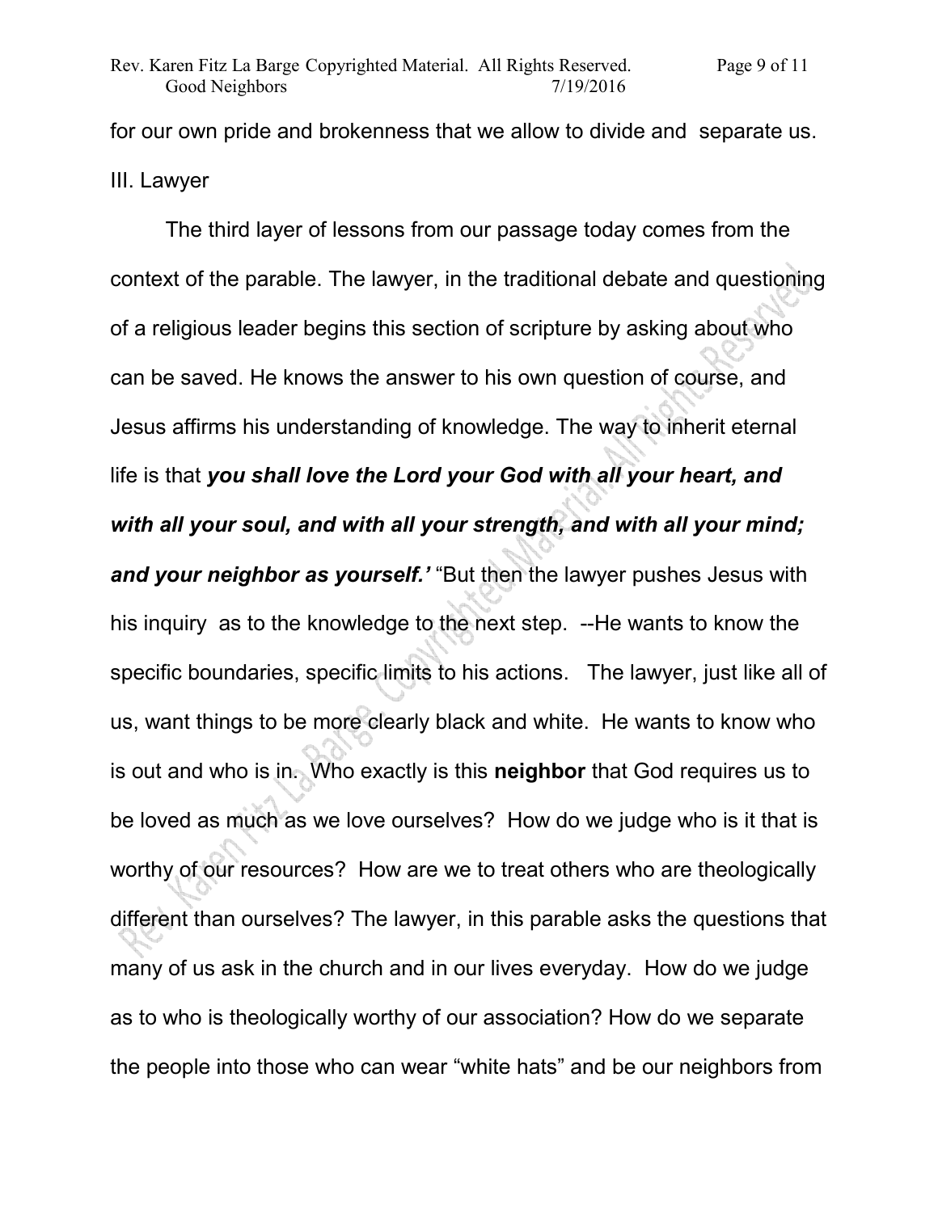for our own pride and brokenness that we allow to divide and separate us.

III. Lawyer

The third layer of lessons from our passage today comes from the context of the parable. The lawyer, in the traditional debate and questioning of a religious leader begins this section of scripture by asking about who can be saved. He knows the answer to his own question of course, and Jesus affirms his understanding of knowledge. The way to inherit eternal life is that ***you shall love the Lord your God with all your heart, and with all your soul, and with all your strength, and with all your mind; and your neighbor as yourself.'*** "But then the lawyer pushes Jesus with his inquiry as to the knowledge to the next step. --He wants to know the specific boundaries, specific limits to his actions. The lawyer, just like all of us, want things to be more clearly black and white. He wants to know who is out and who is in. Who exactly is this **neighbor** that God requires us to be loved as much as we love ourselves? How do we judge who is it that is worthy of our resources? How are we to treat others who are theologically different than ourselves? The lawyer, in this parable asks the questions that many of us ask in the church and in our lives everyday. How do we judge as to who is theologically worthy of our association? How do we separate the people into those who can wear "white hats" and be our neighbors from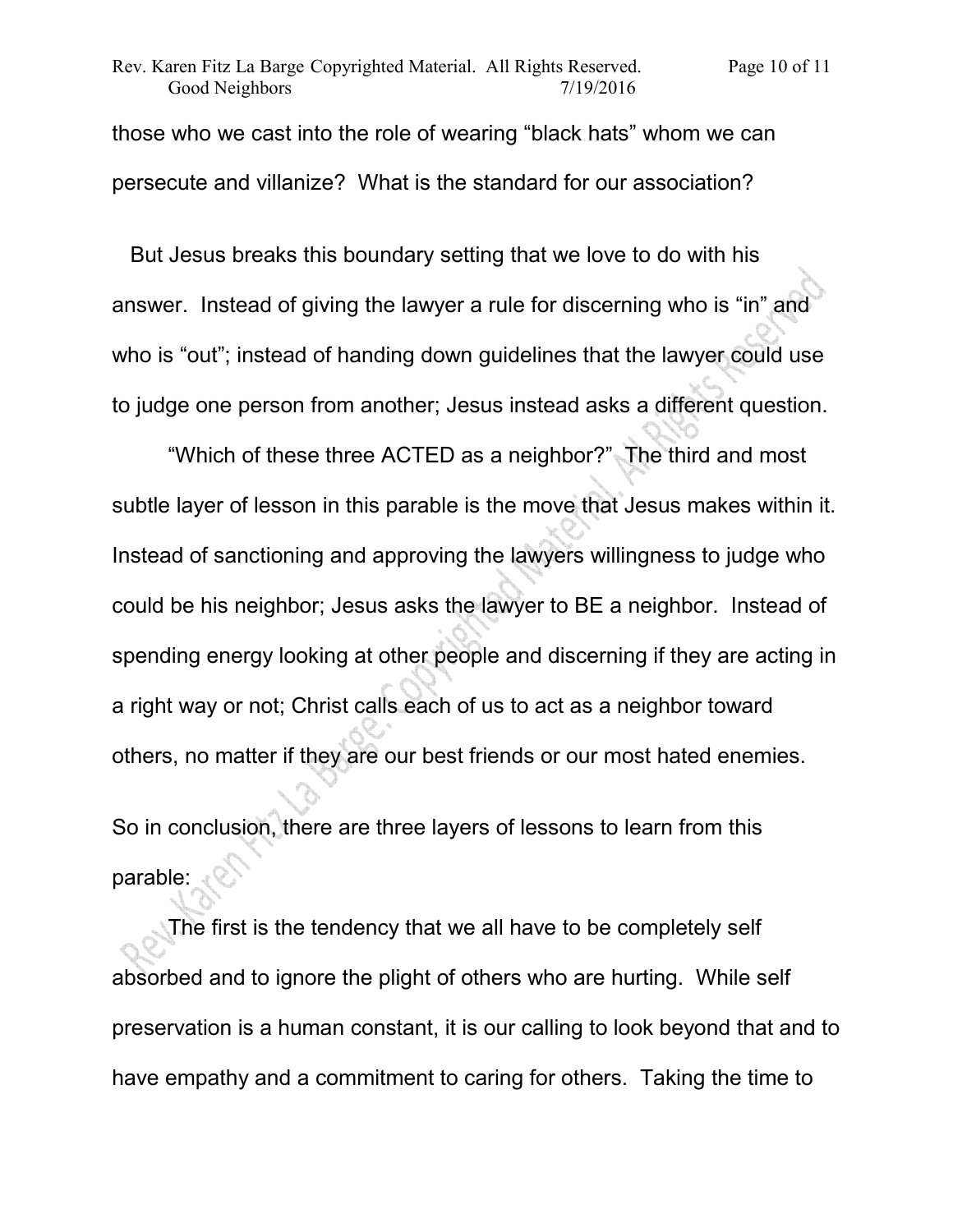those who we cast into the role of wearing "black hats" whom we can persecute and villanize? What is the standard for our association?

But Jesus breaks this boundary setting that we love to do with his answer. Instead of giving the lawyer a rule for discerning who is "in" and who is "out"; instead of handing down guidelines that the lawyer could use to judge one person from another; Jesus instead asks a different question.

"Which of these three ACTED as a neighbor?" The third and most subtle layer of lesson in this parable is the move that Jesus makes within it. Instead of sanctioning and approving the lawyers willingness to judge who could be his neighbor; Jesus asks the lawyer to BE a neighbor. Instead of spending energy looking at other people and discerning if they are acting in a right way or not; Christ calls each of us to act as a neighbor toward others, no matter if they are our best friends or our most hated enemies.

So in conclusion, there are three layers of lessons to learn from this parable:

The first is the tendency that we all have to be completely self absorbed and to ignore the plight of others who are hurting. While self preservation is a human constant, it is our calling to look beyond that and to have empathy and a commitment to caring for others. Taking the time to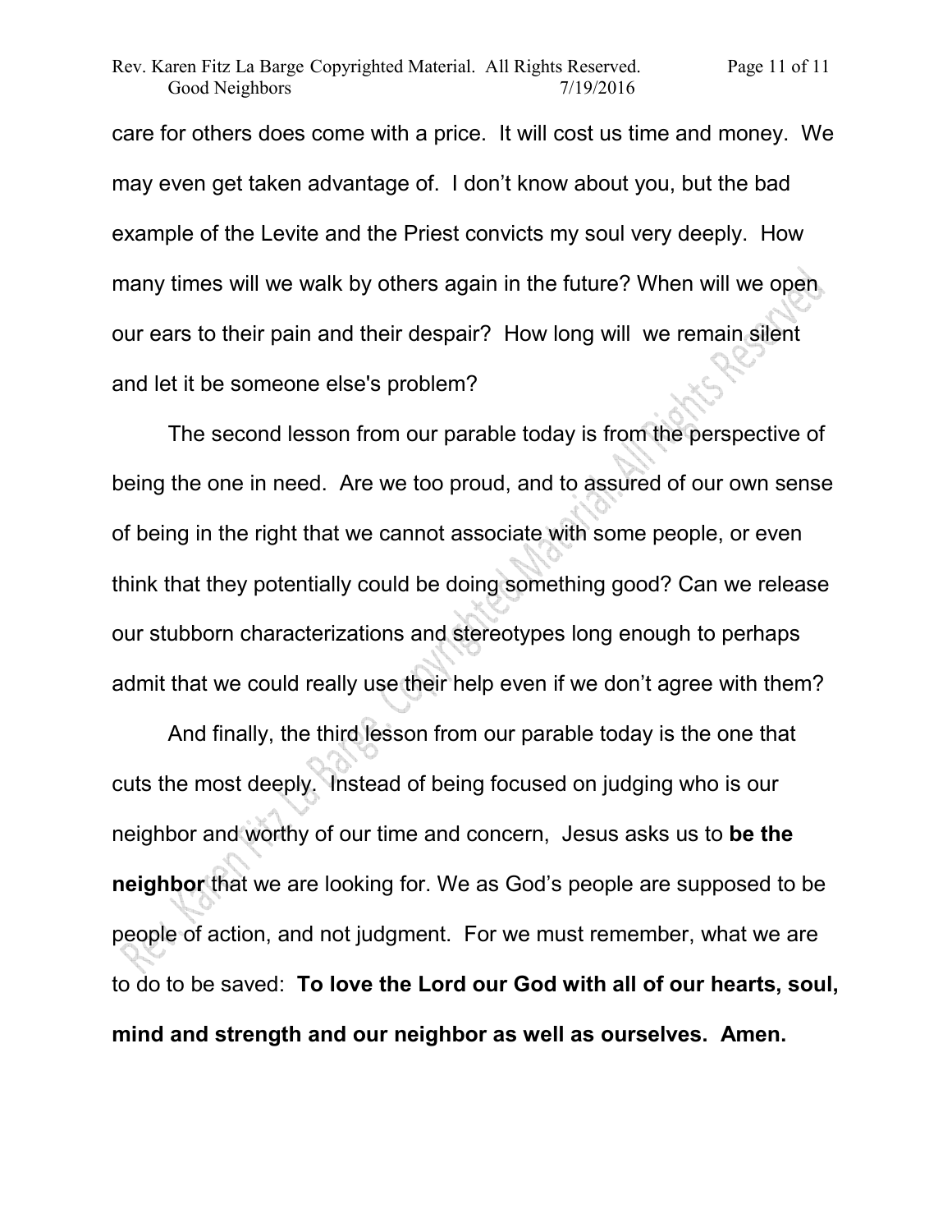care for others does come with a price. It will cost us time and money. We may even get taken advantage of. I don't know about you, but the bad example of the Levite and the Priest convicts my soul very deeply. How many times will we walk by others again in the future? When will we open our ears to their pain and their despair? How long will we remain silent and let it be someone else's problem?

The second lesson from our parable today is from the perspective of being the one in need. Are we too proud, and to assured of our own sense of being in the right that we cannot associate with some people, or even think that they potentially could be doing something good? Can we release our stubborn characterizations and stereotypes long enough to perhaps admit that we could really use their help even if we don't agree with them?

And finally, the third lesson from our parable today is the one that cuts the most deeply. Instead of being focused on judging who is our neighbor and worthy of our time and concern, Jesus asks us to **be the neighbor** that we are looking for. We as God's people are supposed to be people of action, and not judgment. For we must remember, what we are to do to be saved: **To love the Lord our God with all of our hearts, soul, mind and strength and our neighbor as well as ourselves. Amen.**